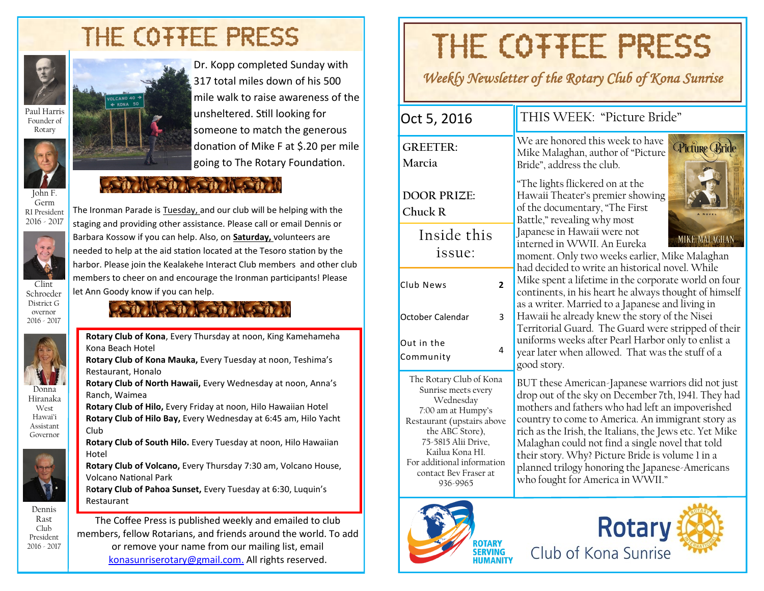# THE COFFEE PRESS

Paul Harris
Founder of Rotary

John F. Germ
RI President
2016 - 2017

Clint Schroeder
District Governor
2016 - 2017

Donna Hiranaka
West Hawai'i
Assistant Governor

Dennis Rast
Club President
2016 - 2017

Dr. Kopp completed Sunday with 317 total miles down of his 500 mile walk to raise awareness of the unsheltered. Still looking for someone to match the generous donation of Mike F at $.20 per mile going to The Rotary Foundation.

The Ironman Parade is Tuesday, and our club will be helping with the staging and providing other assistance. Please call or email Dennis or Barbara Kossow if you can help. Also, on **Saturday,** volunteers are needed to help at the aid station located at the Tesoro station by the harbor. Please join the Kealakehe Interact Club members and other club members to cheer on and encourage the Ironman participants! Please let Ann Goody know if you can help.

**Rotary Club of Kona**, Every Thursday at noon, King Kamehameha Kona Beach Hotel
**Rotary Club of Kona Mauka,** Every Tuesday at noon, Teshima's Restaurant, Honalo
**Rotary Club of North Hawaii,** Every Wednesday at noon, Anna's Ranch, Waimea
**Rotary Club of Hilo,** Every Friday at noon, Hilo Hawaiian Hotel
**Rotary Club of Hilo Bay,** Every Wednesday at 6:45 am, Hilo Yacht Club
**Rotary Club of South Hilo.** Every Tuesday at noon, Hilo Hawaiian Hotel
**Rotary Club of Volcano,** Every Thursday 7:30 am, Volcano House, Volcano National Park
**Rotary Club of Pahoa Sunset,** Every Tuesday at 6:30, Luquin's Restaurant

The Coffee Press is published weekly and emailed to club members, fellow Rotarians, and friends around the world. To add or remove your name from our mailing list, email konasunriserotary@gmail.com. All rights reserved.

# THE COFFEE PRESS

*Weekly Newsletter of the Rotary Club of Kona Sunrise*

Oct 5, 2016

GREETER:
Marcia

DOOR PRIZE:
Chuck R

## Inside this issue:

| | |
|---|---|
| Club News | **2** |
| October Calendar | 3 |
| Out in the Community | 4 |

The Rotary Club of Kona Sunrise meets every Wednesday 7:00 am at Humpy's Restaurant (upstairs above the ABC Store), 75-5815 Alii Drive, Kailua Kona HI. For additional information contact Bev Fraser at 936-9965

## THIS WEEK: "Picture Bride"

We are honored this week to have Mike Malaghan, author of "Picture Bride", address the club.

"The lights flickered on at the Hawaii Theater's premier showing of the documentary, "The First Battle," revealing why most Japanese in Hawaii were not interned in WWII. An Eureka moment. Only two weeks earlier, Mike Malaghan had decided to write an historical novel. While Mike spent a lifetime in the corporate world on four continents, in his heart he always thought of himself as a writer. Married to a Japanese and living in Hawaii he already knew the story of the Nisei Territorial Guard. The Guard were stripped of their uniforms weeks after Pearl Harbor only to enlist a year later when allowed. That was the stuff of a good story.

BUT these American-Japanese warriors did not just drop out of the sky on December 7th, 1941. They had mothers and fathers who had left an impoverished country to come to America. An immigrant story as rich as the Irish, the Italians, the Jews etc. Yet Mike Malaghan could not find a single novel that told their story. Why? Picture Bride is volume 1 in a planned trilogy honoring the Japanese-Americans who fought for America in WWII."

ROTARY SERVING HUMANITY

Rotary Club of Kona Sunrise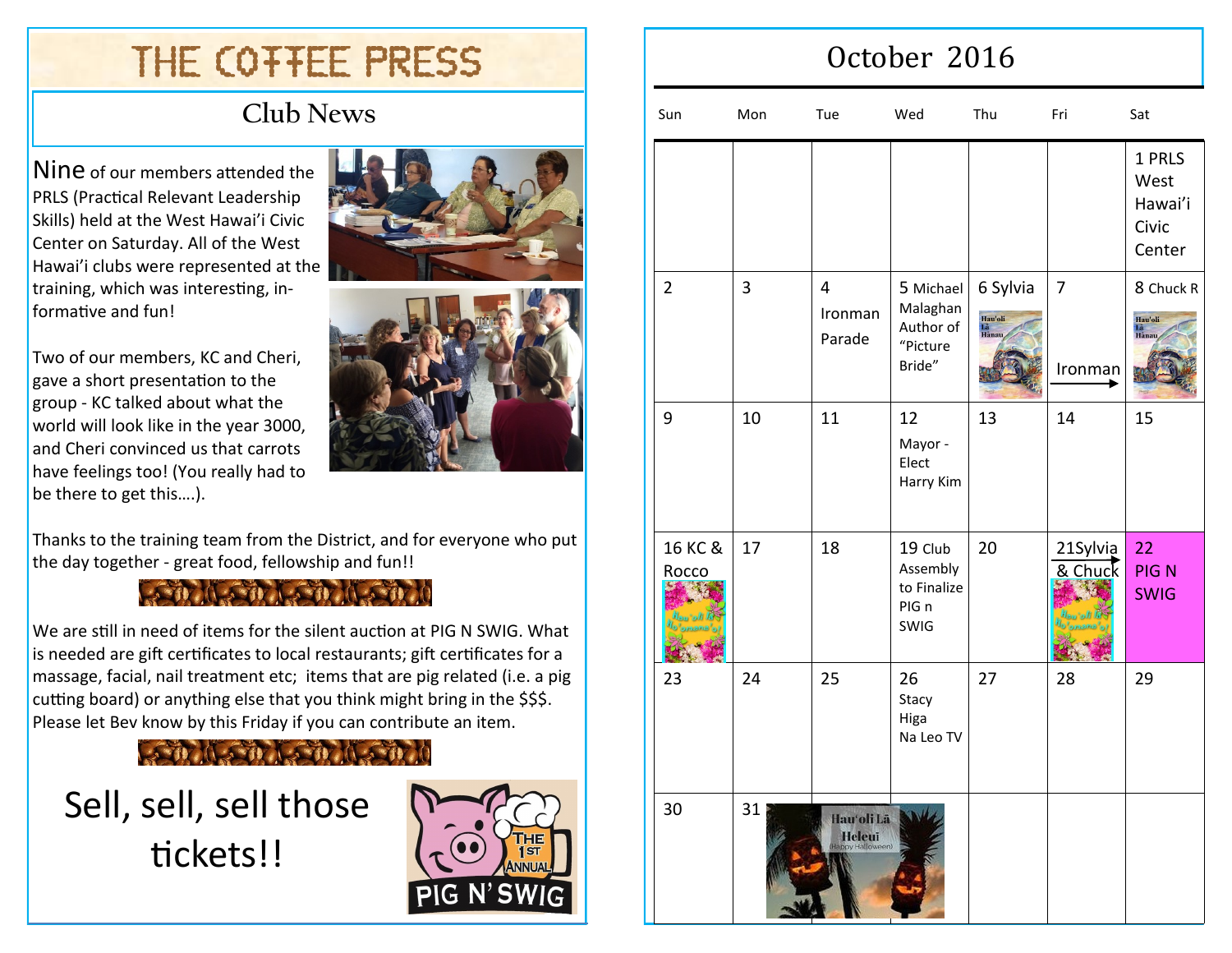# THE COFFEE PRESS

## Club News

Nine of our members attended the PRLS (Practical Relevant Leadership Skills) held at the West Hawai'i Civic Center on Saturday. All of the West Hawai'i clubs were represented at the training, which was interesting, informative and fun!

Two of our members, KC and Cheri, gave a short presentation to the group - KC talked about what the world will look like in the year 3000, and Cheri convinced us that carrots have feelings too! (You really had to be there to get this….).

Thanks to the training team from the District, and for everyone who put the day together - great food, fellowship and fun!!

We are still in need of items for the silent auction at PIG N SWIG. What is needed are gift certificates to local restaurants; gift certificates for a massage, facial, nail treatment etc; items that are pig related (i.e. a pig cutting board) or anything else that you think might bring in the $$$. Please let Bev know by this Friday if you can contribute an item.

Sell, sell, sell those tickets!!

THE 1ST ANNUAL PIG N' SWIG

## October 2016

| Sun | Mon | Tue | Wed | Thu | Fri | Sat |
|---|---|---|---|---|---|---|
| | | | | | | 1 PRLS West Hawai'i Civic Center |
| 2 | 3 | 4 Ironman Parade | 5 Michael Malaghan Author of "Picture Bride" | 6 Sylvia (Hau'oli Lā Hānau) | 7 Ironman → | 8 Chuck R (Hau'oli Lā Hānau) |
| 9 | 10 | 11 | 12 Mayor - Elect Harry Kim | 13 | 14 | 15 |
| 16 KC & Rocco (Hau'oli Lā Ho'omana'o!) | 17 | 18 | 19 Club Assembly to Finalize PIG n SWIG | 20 | 21 Sylvia & Chuck (Hau'oli Lā Ho'omana'o!) | 22 PIG N SWIG |
| 23 | 24 | 25 | 26 Stacy Higa Na Leo TV | 27 | 28 | 29 |
| 30 | 31 Hau'oli Lā Heleui (Happy Halloween) | | | | | |